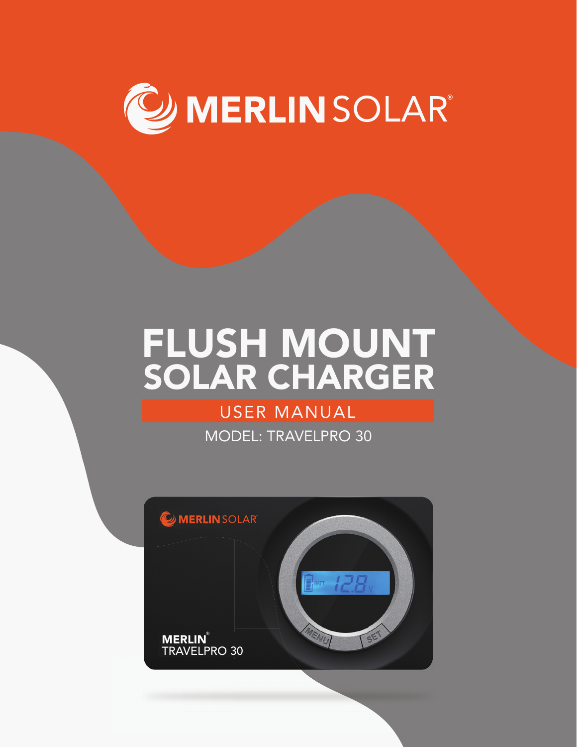MERLIN SOLAR®

# FLUSH MOUNT SOLAR CHARGER

## USER MANUAL

MODEL: TRAVELPRO 30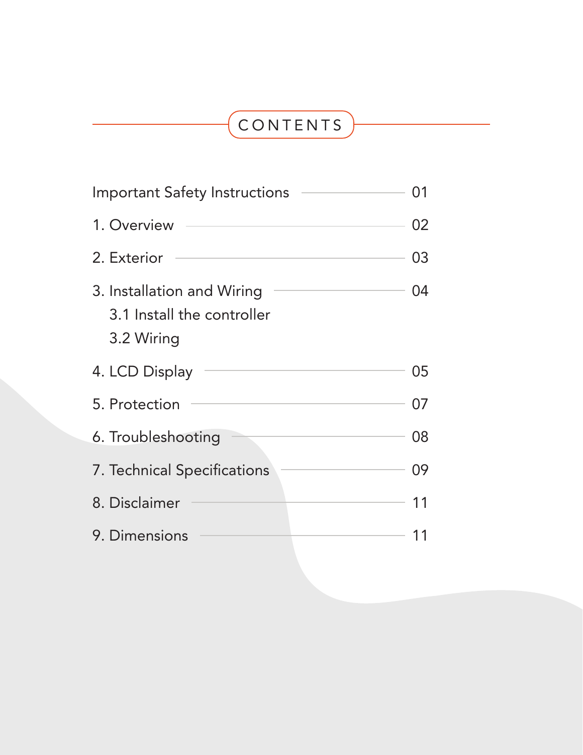# CONTENTS

| Section | Page |
| --- | --- |
| Important Safety Instructions | 01 |
| 1. Overview | 02 |
| 2. Exterior | 03 |
| 3. Installation and Wiring | 04 |
| 3.1 Install the controller | |
| 3.2 Wiring | |
| 4. LCD Display | 05 |
| 5. Protection | 07 |
| 6. Troubleshooting | 08 |
| 7. Technical Specifications | 09 |
| 8. Disclaimer | 11 |
| 9. Dimensions | 11 |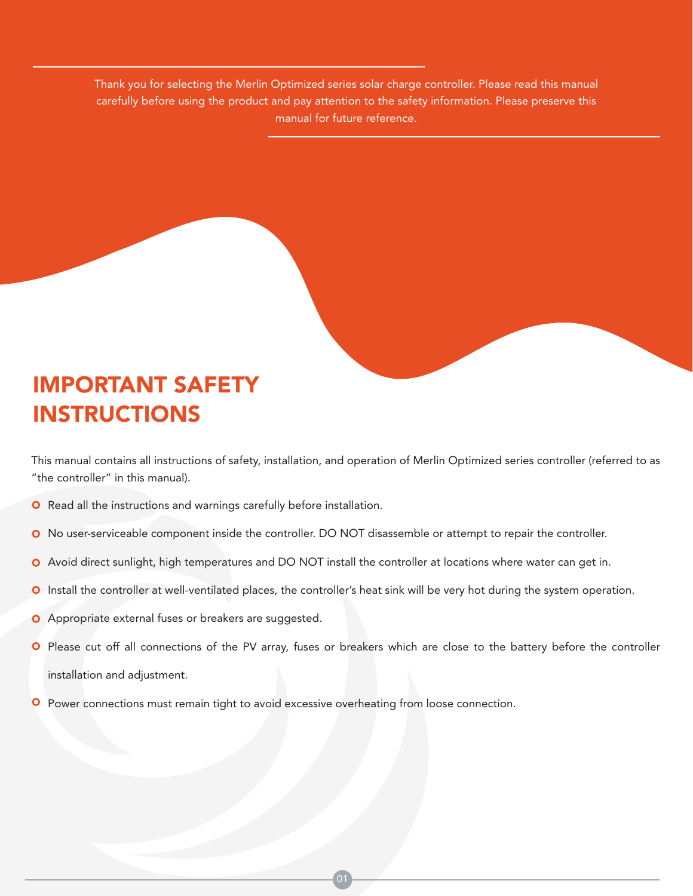Thank you for selecting the Merlin Optimized series solar charge controller. Please read this manual carefully before using the product and pay attention to the safety information. Please preserve this manual for future reference.

# IMPORTANT SAFETY INSTRUCTIONS

This manual contains all instructions of safety, installation, and operation of Merlin Optimized series controller (referred to as "the controller" in this manual).

- Read all the instructions and warnings carefully before installation.
- No user-serviceable component inside the controller. DO NOT disassemble or attempt to repair the controller.
- Avoid direct sunlight, high temperatures and DO NOT install the controller at locations where water can get in.
- Install the controller at well-ventilated places, the controller's heat sink will be very hot during the system operation.
- Appropriate external fuses or breakers are suggested.
- Please cut off all connections of the PV array, fuses or breakers which are close to the battery before the controller installation and adjustment.
- Power connections must remain tight to avoid excessive overheating from loose connection.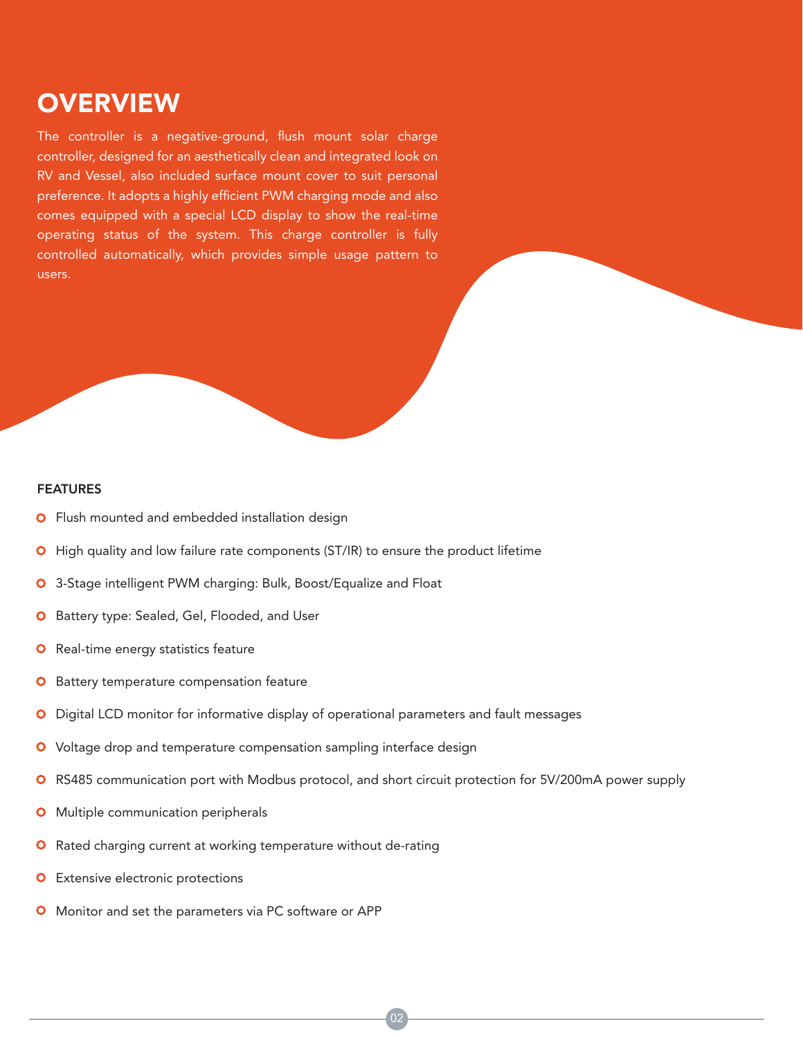# OVERVIEW

The controller is a negative-ground, flush mount solar charge controller, designed for an aesthetically clean and integrated look on RV and Vessel, also included surface mount cover to suit personal preference. It adopts a highly efficient PWM charging mode and also comes equipped with a special LCD display to show the real-time operating status of the system. This charge controller is fully controlled automatically, which provides simple usage pattern to users.

## FEATURES

- Flush mounted and embedded installation design
- High quality and low failure rate components (ST/IR) to ensure the product lifetime
- 3-Stage intelligent PWM charging: Bulk, Boost/Equalize and Float
- Battery type: Sealed, Gel, Flooded, and User
- Real-time energy statistics feature
- Battery temperature compensation feature
- Digital LCD monitor for informative display of operational parameters and fault messages
- Voltage drop and temperature compensation sampling interface design
- RS485 communication port with Modbus protocol, and short circuit protection for 5V/200mA power supply
- Multiple communication peripherals
- Rated charging current at working temperature without de-rating
- Extensive electronic protections
- Monitor and set the parameters via PC software or APP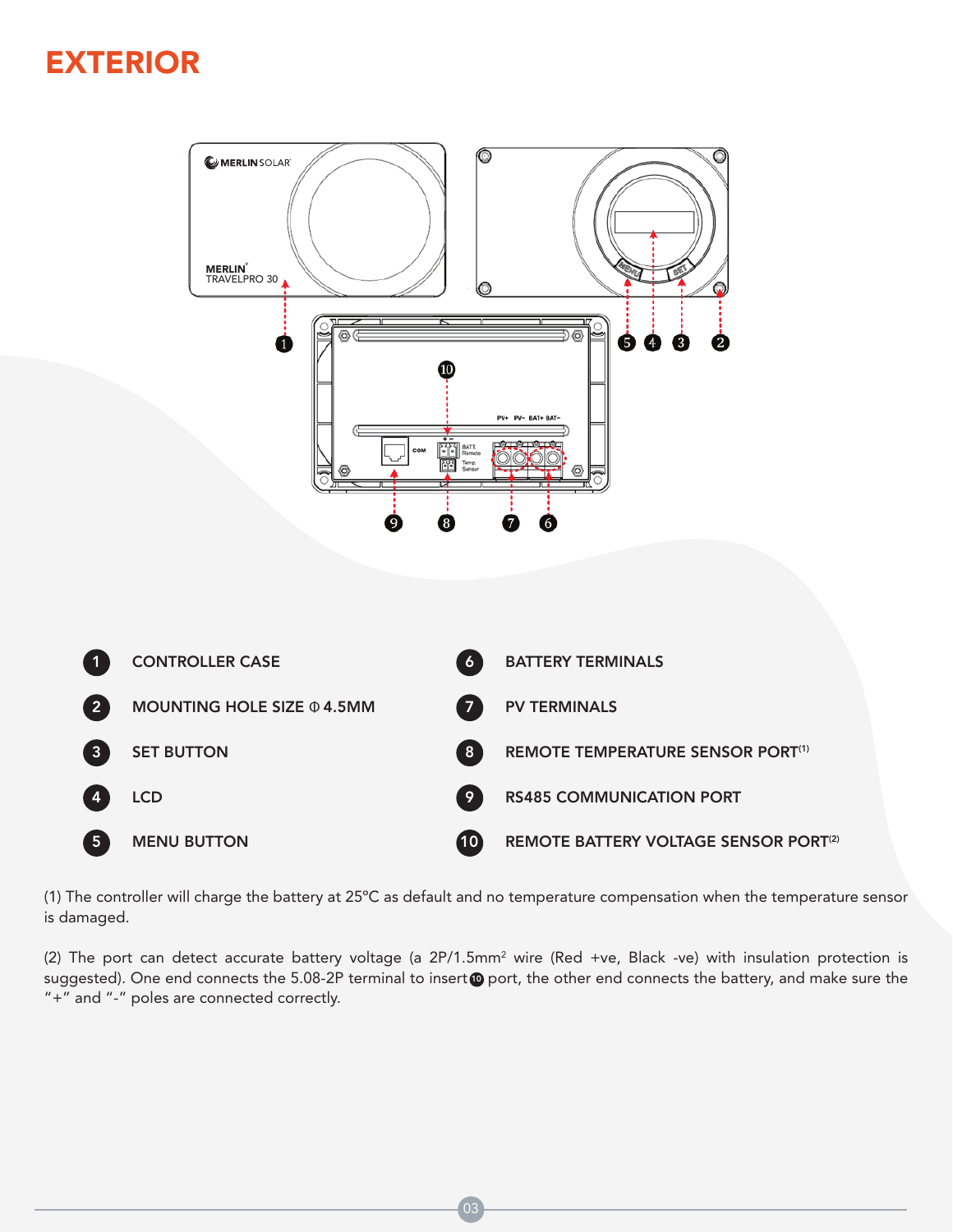# EXTERIOR

1. CONTROLLER CASE
2. MOUNTING HOLE SIZE Φ 4.5MM
3. SET BUTTON
4. LCD
5. MENU BUTTON
6. BATTERY TERMINALS
7. PV TERMINALS
8. REMOTE TEMPERATURE SENSOR PORT(1)
9. RS485 COMMUNICATION PORT
10. REMOTE BATTERY VOLTAGE SENSOR PORT(2)

(1) The controller will charge the battery at 25°C as default and no temperature compensation when the temperature sensor is damaged.

(2) The port can detect accurate battery voltage (a 2P/1.5mm² wire (Red +ve, Black -ve) with insulation protection is suggested). One end connects the 5.08-2P terminal to insert ⑩ port, the other end connects the battery, and make sure the "+" and "-" poles are connected correctly.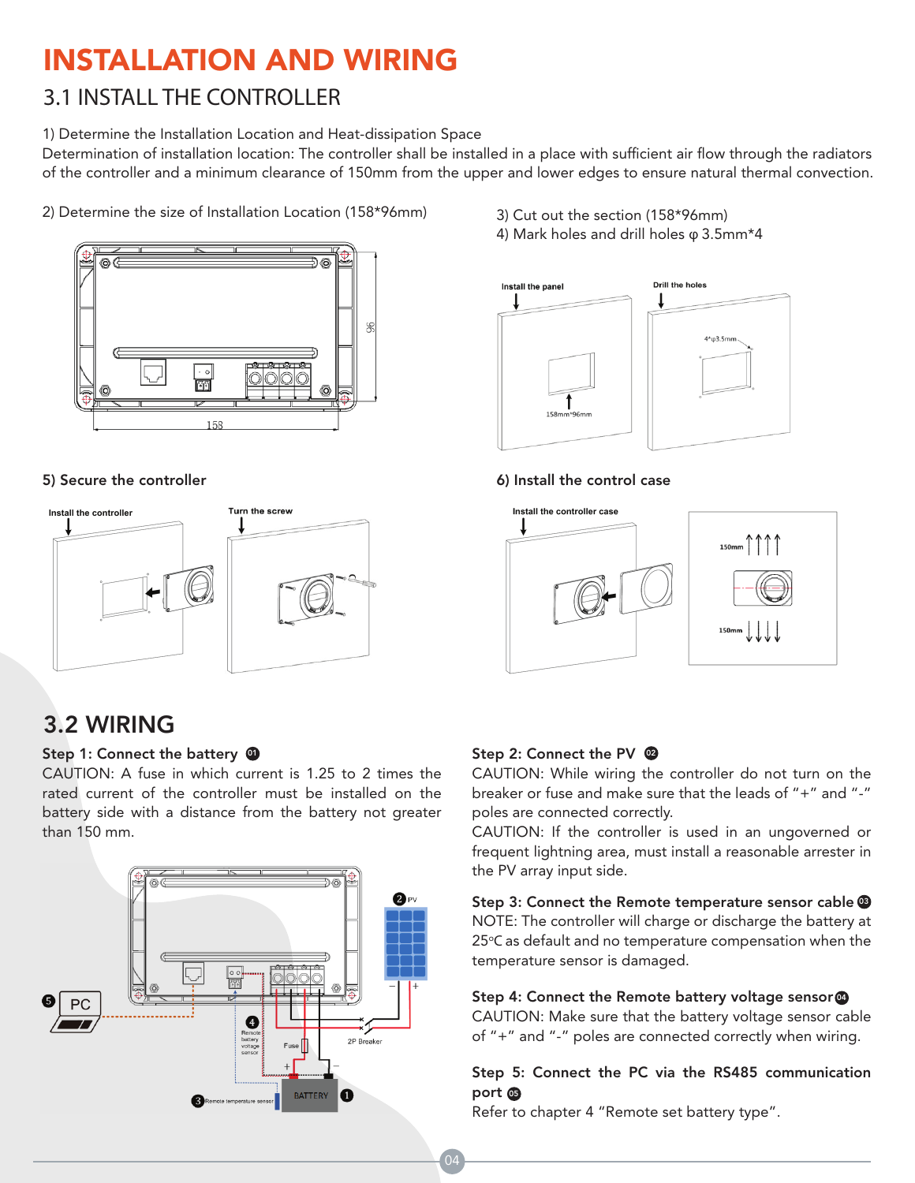# INSTALLATION AND WIRING

## 3.1 INSTALL THE CONTROLLER

1) Determine the Installation Location and Heat-dissipation Space

Determination of installation location: The controller shall be installed in a place with sufficient air flow through the radiators of the controller and a minimum clearance of 150mm from the upper and lower edges to ensure natural thermal convection.

2) Determine the size of Installation Location (158*96mm)

3) Cut out the section (158*96mm)

4) Mark holes and drill holes φ 3.5mm*4

**5) Secure the controller**

**6) Install the control case**

## 3.2 WIRING

**Step 1: Connect the battery** ①

CAUTION: A fuse in which current is 1.25 to 2 times the rated current of the controller must be installed on the battery side with a distance from the battery not greater than 150 mm.

**Step 2: Connect the PV** ②

CAUTION: While wiring the controller do not turn on the breaker or fuse and make sure that the leads of "+" and "-" poles are connected correctly.

CAUTION: If the controller is used in an ungoverned or frequent lightning area, must install a reasonable arrester in the PV array input side.

**Step 3: Connect the Remote temperature sensor cable** ③

NOTE: The controller will charge or discharge the battery at 25°C as default and no temperature compensation when the temperature sensor is damaged.

**Step 4: Connect the Remote battery voltage sensor** ④

CAUTION: Make sure that the battery voltage sensor cable of "+" and "-" poles are connected correctly when wiring.

**Step 5: Connect the PC via the RS485 communication port** ⑤

Refer to chapter 4 "Remote set battery type".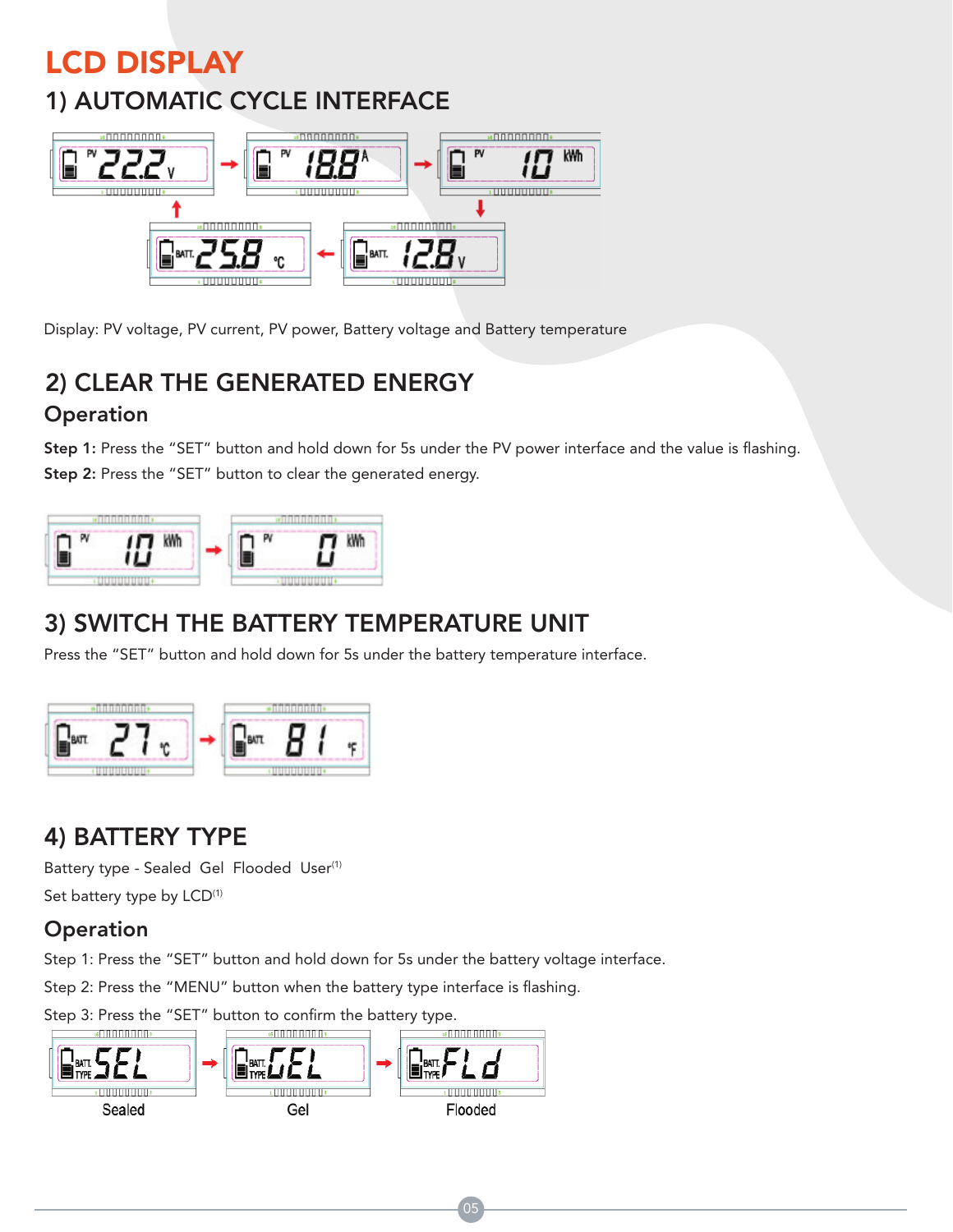# LCD DISPLAY

## 1) AUTOMATIC CYCLE INTERFACE

Display: PV voltage, PV current, PV power, Battery voltage and Battery temperature

## 2) CLEAR THE GENERATED ENERGY

### Operation

**Step 1:** Press the "SET" button and hold down for 5s under the PV power interface and the value is flashing.

**Step 2:** Press the "SET" button to clear the generated energy.

## 3) SWITCH THE BATTERY TEMPERATURE UNIT

Press the "SET" button and hold down for 5s under the battery temperature interface.

## 4) BATTERY TYPE

Battery type - Sealed Gel Flooded User(1)

Set battery type by LCD(1)

### Operation

Step 1: Press the "SET" button and hold down for 5s under the battery voltage interface.

Step 2: Press the "MENU" button when the battery type interface is flashing.

Step 3: Press the "SET" button to confirm the battery type.

Sealed Gel Flooded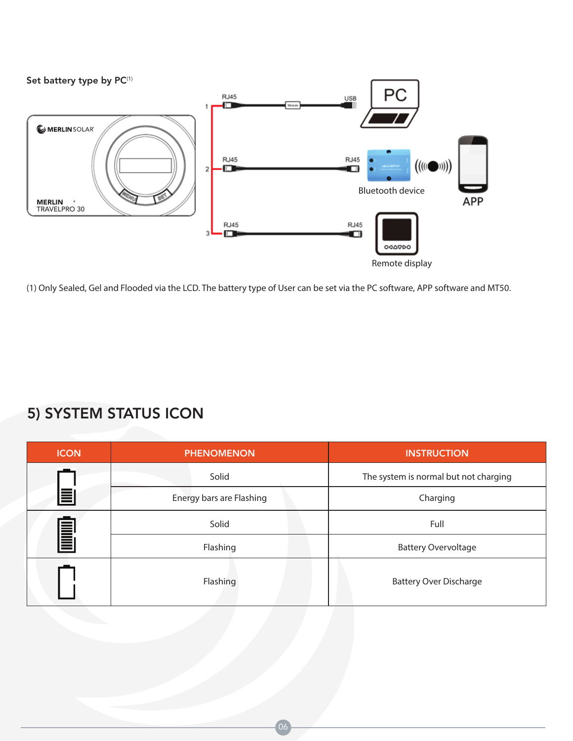Set battery type by PC[1]

1 RJ45 — Module — USB — PC

2 RJ45 — RJ45 — Bluetooth device — APP

3 RJ45 — RJ45 — Remote display

MERLIN SOLAR

MERLIN TRAVELPRO 30

(1) Only Sealed, Gel and Flooded via the LCD. The battery type of User can be set via the PC software, APP software and MT50.

## 5) SYSTEM STATUS ICON

| ICON | PHENOMENON | INSTRUCTION |
|---|---|---|
| (battery, partial bars) | Solid | The system is normal but not charging |
| | Energy bars are Flashing | Charging |
| (battery, full bars) | Solid | Full |
| | Flashing | Battery Overvoltage |
| (battery, empty) | Flashing | Battery Over Discharge |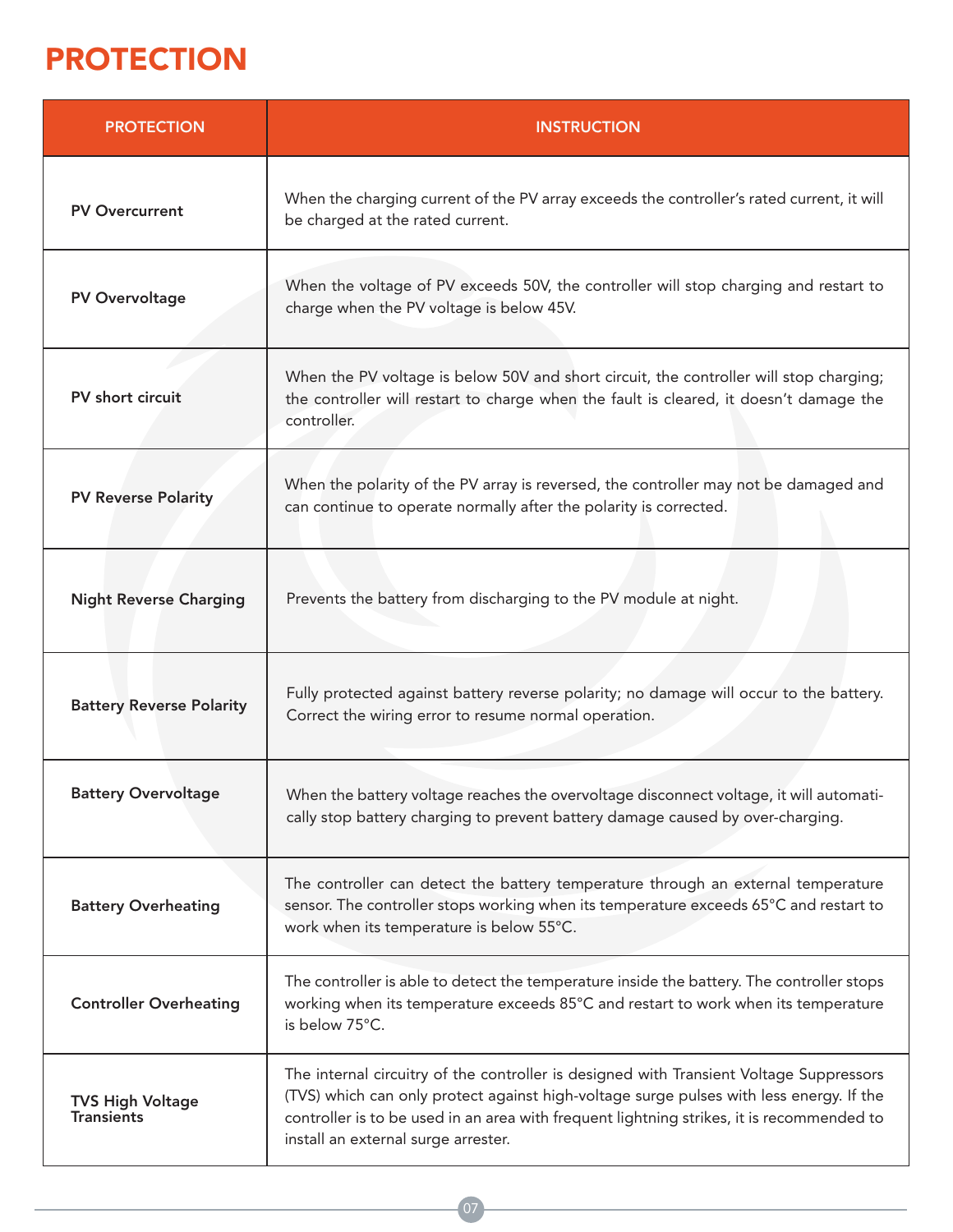# PROTECTION

| PROTECTION | INSTRUCTION |
| --- | --- |
| **PV Overcurrent** | When the charging current of the PV array exceeds the controller's rated current, it will be charged at the rated current. |
| **PV Overvoltage** | When the voltage of PV exceeds 50V, the controller will stop charging and restart to charge when the PV voltage is below 45V. |
| **PV short circuit** | When the PV voltage is below 50V and short circuit, the controller will stop charging; the controller will restart to charge when the fault is cleared, it doesn't damage the controller. |
| **PV Reverse Polarity** | When the polarity of the PV array is reversed, the controller may not be damaged and can continue to operate normally after the polarity is corrected. |
| **Night Reverse Charging** | Prevents the battery from discharging to the PV module at night. |
| **Battery Reverse Polarity** | Fully protected against battery reverse polarity; no damage will occur to the battery. Correct the wiring error to resume normal operation. |
| **Battery Overvoltage** | When the battery voltage reaches the overvoltage disconnect voltage, it will automatically stop battery charging to prevent battery damage caused by over-charging. |
| **Battery Overheating** | The controller can detect the battery temperature through an external temperature sensor. The controller stops working when its temperature exceeds 65°C and restart to work when its temperature is below 55°C. |
| **Controller Overheating** | The controller is able to detect the temperature inside the battery. The controller stops working when its temperature exceeds 85°C and restart to work when its temperature is below 75°C. |
| **TVS High Voltage Transients** | The internal circuitry of the controller is designed with Transient Voltage Suppressors (TVS) which can only protect against high-voltage surge pulses with less energy. If the controller is to be used in an area with frequent lightning strikes, it is recommended to install an external surge arrester. |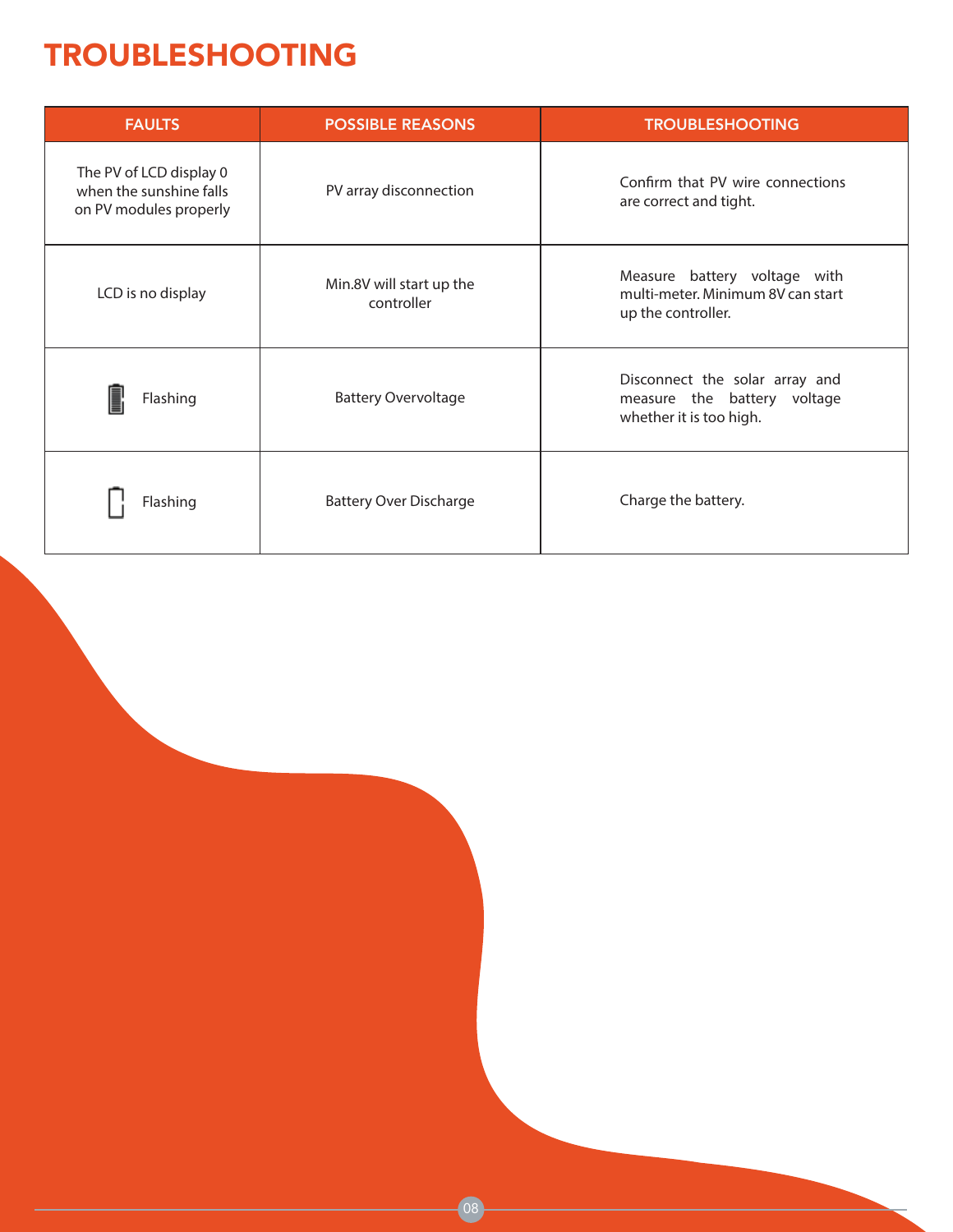# TROUBLESHOOTING

| FAULTS | POSSIBLE REASONS | TROUBLESHOOTING |
| --- | --- | --- |
| The PV of LCD display 0 when the sunshine falls on PV modules properly | PV array disconnection | Confirm that PV wire connections are correct and tight. |
| LCD is no display | Min.8V will start up the controller | Measure battery voltage with multi-meter. Minimum 8V can start up the controller. |
| Flashing | Battery Overvoltage | Disconnect the solar array and measure the battery voltage whether it is too high. |
| Flashing | Battery Over Discharge | Charge the battery. |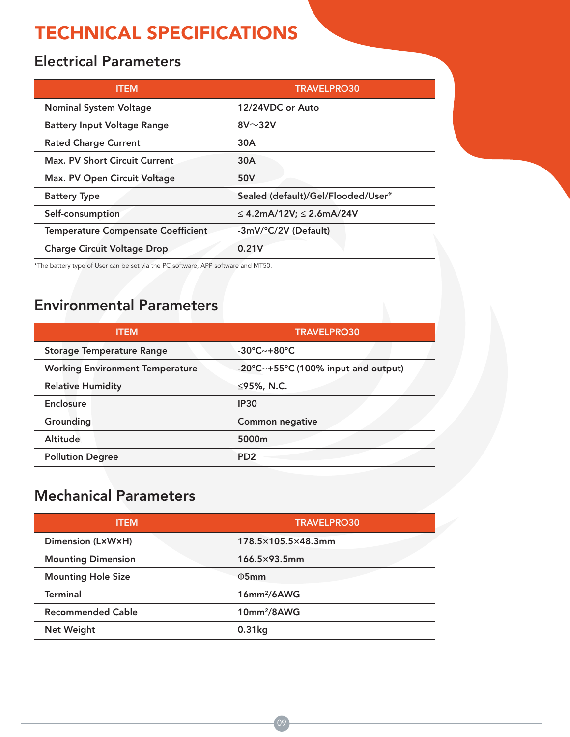# TECHNICAL SPECIFICATIONS

## Electrical Parameters

| ITEM | TRAVELPRO30 |
| --- | --- |
| Nominal System Voltage | 12/24VDC or Auto |
| Battery Input Voltage Range | 8V～32V |
| Rated Charge Current | 30A |
| Max. PV Short Circuit Current | 30A |
| Max. PV Open Circuit Voltage | 50V |
| Battery Type | Sealed (default)/Gel/Flooded/User* |
| Self-consumption | ≤ 4.2mA/12V; ≤ 2.6mA/24V |
| Temperature Compensate Coefficient | -3mV/°C/2V (Default) |
| Charge Circuit Voltage Drop | 0.21V |

*The battery type of User can be set via the PC software, APP software and MT50.

## Environmental Parameters

| ITEM | TRAVELPRO30 |
| --- | --- |
| Storage Temperature Range | -30°C~+80°C |
| Working Environment Temperature | -20°C~+55°C (100% input and output) |
| Relative Humidity | ≤95%, N.C. |
| Enclosure | IP30 |
| Grounding | Common negative |
| Altitude | 5000m |
| Pollution Degree | PD2 |

## Mechanical Parameters

| ITEM | TRAVELPRO30 |
| --- | --- |
| Dimension (L×W×H) | 178.5×105.5×48.3mm |
| Mounting Dimension | 166.5×93.5mm |
| Mounting Hole Size | Φ5mm |
| Terminal | 16mm²/6AWG |
| Recommended Cable | 10mm²/8AWG |
| Net Weight | 0.31kg |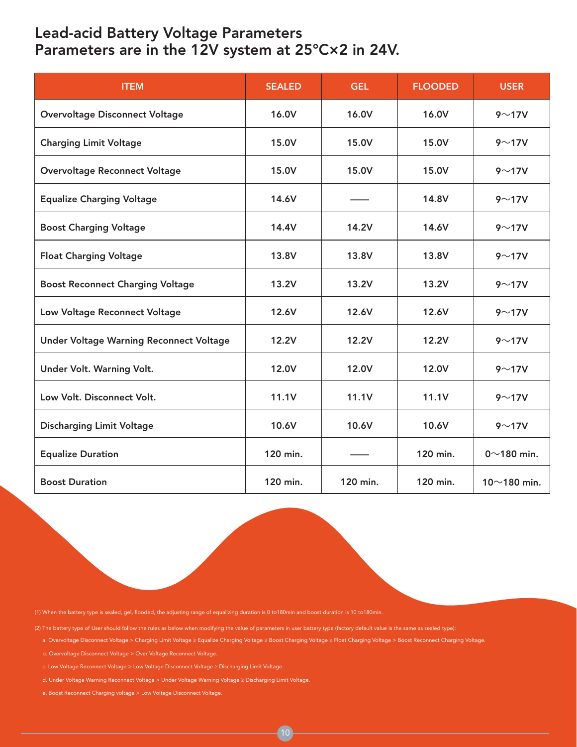# Lead-acid Battery Voltage Parameters
# Parameters are in the 12V system at 25°C×2 in 24V.

| ITEM | SEALED | GEL | FLOODED | USER |
|---|---|---|---|---|
| Overvoltage Disconnect Voltage | 16.0V | 16.0V | 16.0V | 9～17V |
| Charging Limit Voltage | 15.0V | 15.0V | 15.0V | 9～17V |
| Overvoltage Reconnect Voltage | 15.0V | 15.0V | 15.0V | 9～17V |
| Equalize Charging Voltage | 14.6V | —— | 14.8V | 9～17V |
| Boost Charging Voltage | 14.4V | 14.2V | 14.6V | 9～17V |
| Float Charging Voltage | 13.8V | 13.8V | 13.8V | 9～17V |
| Boost Reconnect Charging Voltage | 13.2V | 13.2V | 13.2V | 9～17V |
| Low Voltage Reconnect Voltage | 12.6V | 12.6V | 12.6V | 9～17V |
| Under Voltage Warning Reconnect Voltage | 12.2V | 12.2V | 12.2V | 9～17V |
| Under Volt. Warning Volt. | 12.0V | 12.0V | 12.0V | 9～17V |
| Low Volt. Disconnect Volt. | 11.1V | 11.1V | 11.1V | 9～17V |
| Discharging Limit Voltage | 10.6V | 10.6V | 10.6V | 9～17V |
| Equalize Duration | 120 min. | —— | 120 min. | 0～180 min. |
| Boost Duration | 120 min. | 120 min. | 120 min. | 10～180 min. |

(1) When the battery type is sealed, gel, flooded, the adjusting range of equalizing duration is 0 to180min and boost duration is 10 to180min.

(2) The battery type of User should follow the rules as below when modifying the value of parameters in user battery type (factory default value is the same as sealed type):

a. Overvoltage Disconnect Voltage > Charging Limit Voltage ≥ Equalize Charging Voltage ≥ Boost Charging Voltage ≥ Float Charging Voltage > Boost Reconnect Charging Voltage.

b. Overvoltage Disconnect Voltage > Over Voltage Reconnect Voltage.

c. Low Voltage Reconnect Voltage > Low Voltage Disconnect Voltage ≥ Discharging Limit Voltage.

d. Under Voltage Warning Reconnect Voltage > Under Voltage Warning Voltage ≥ Discharging Limit Voltage.

e. Boost Reconnect Charging voltage > Low Voltage Disconnect Voltage.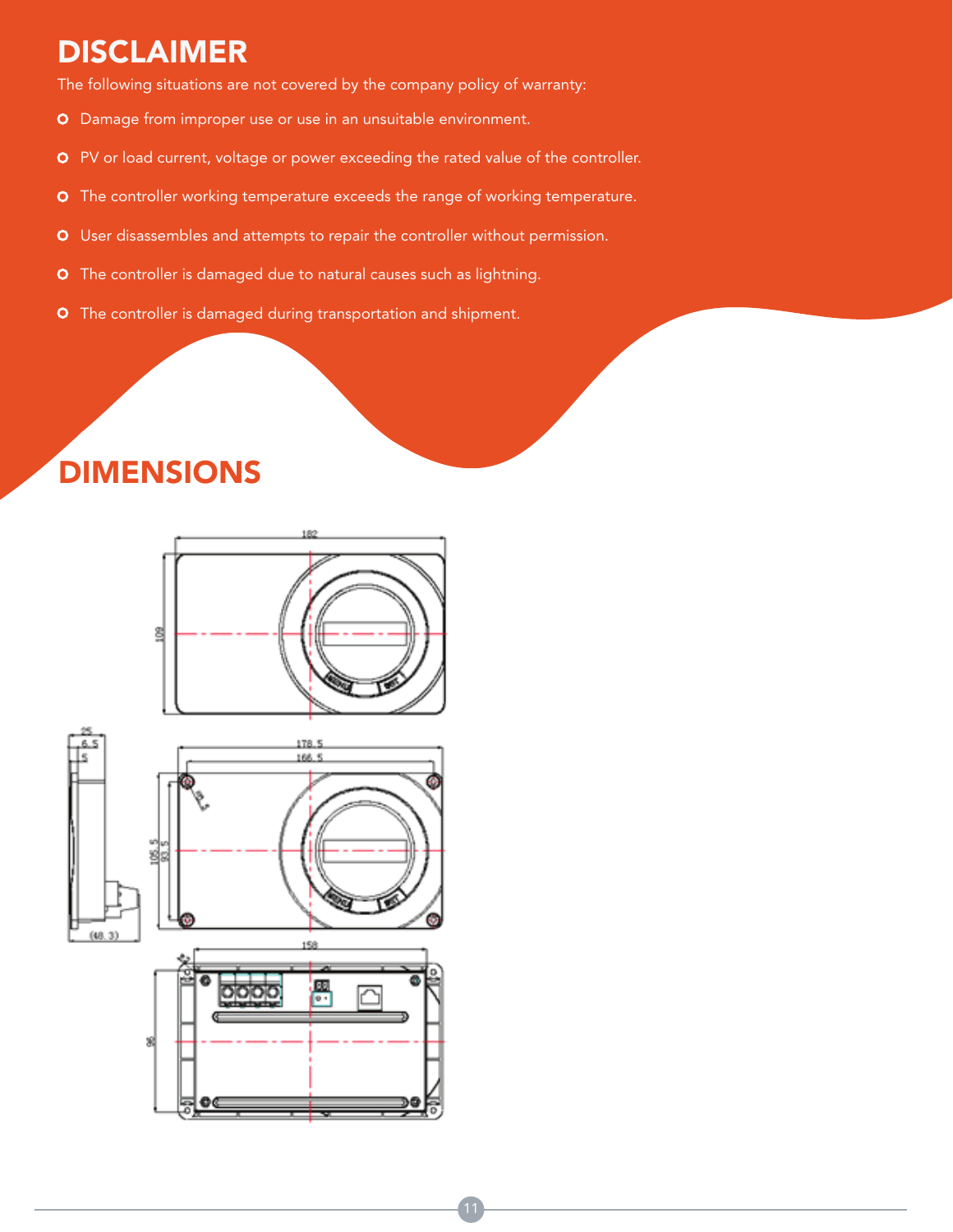# DISCLAIMER

The following situations are not covered by the company policy of warranty:

- Damage from improper use or use in an unsuitable environment.
- PV or load current, voltage or power exceeding the rated value of the controller.
- The controller working temperature exceeds the range of working temperature.
- User disassembles and attempts to repair the controller without permission.
- The controller is damaged due to natural causes such as lightning.
- The controller is damaged during transportation and shipment.

# DIMENSIONS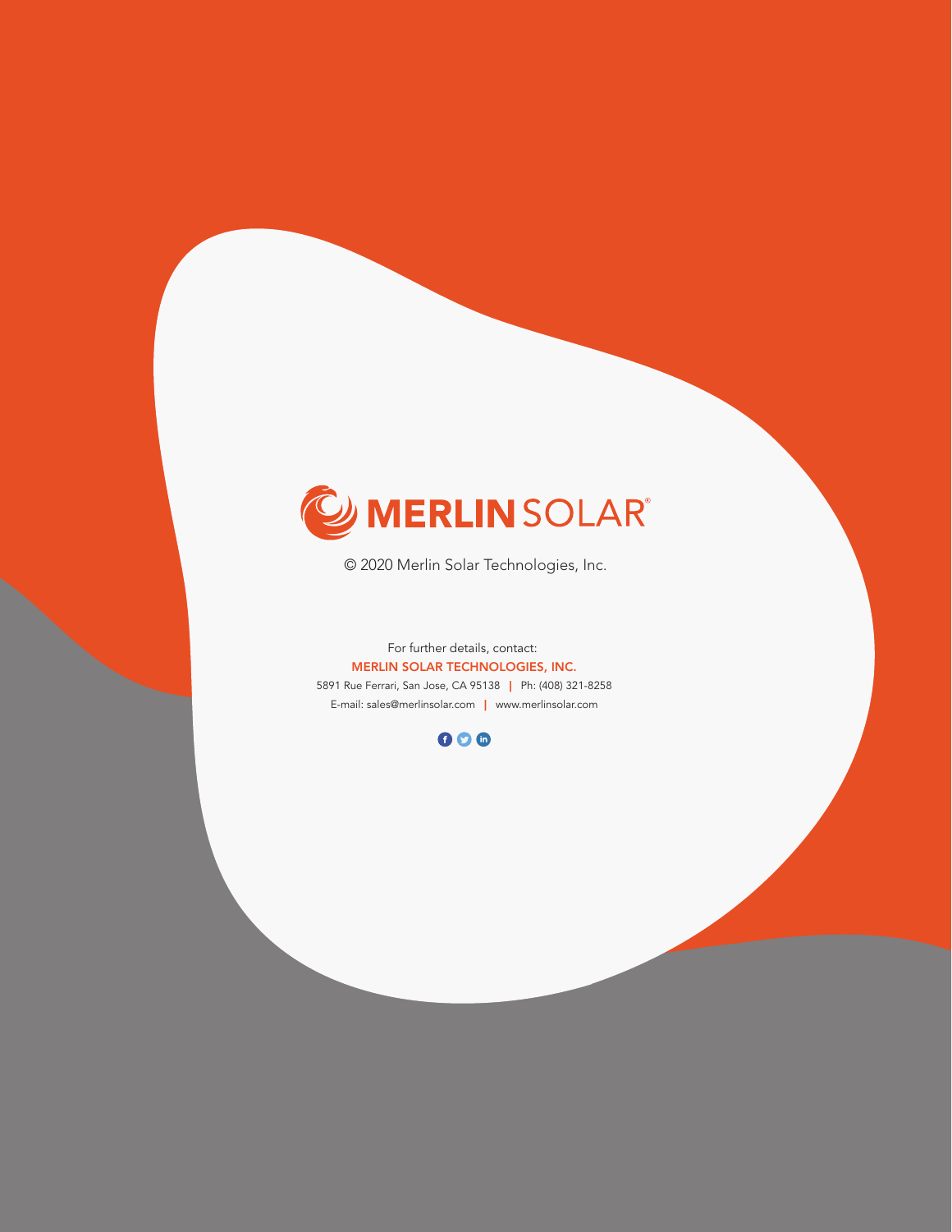MERLIN SOLAR®

© 2020 Merlin Solar Technologies, Inc.

For further details, contact:

**MERLIN SOLAR TECHNOLOGIES, INC.**

5891 Rue Ferrari, San Jose, CA 95138 | Ph: (408) 321-8258

E-mail: sales@merlinsolar.com | www.merlinsolar.com